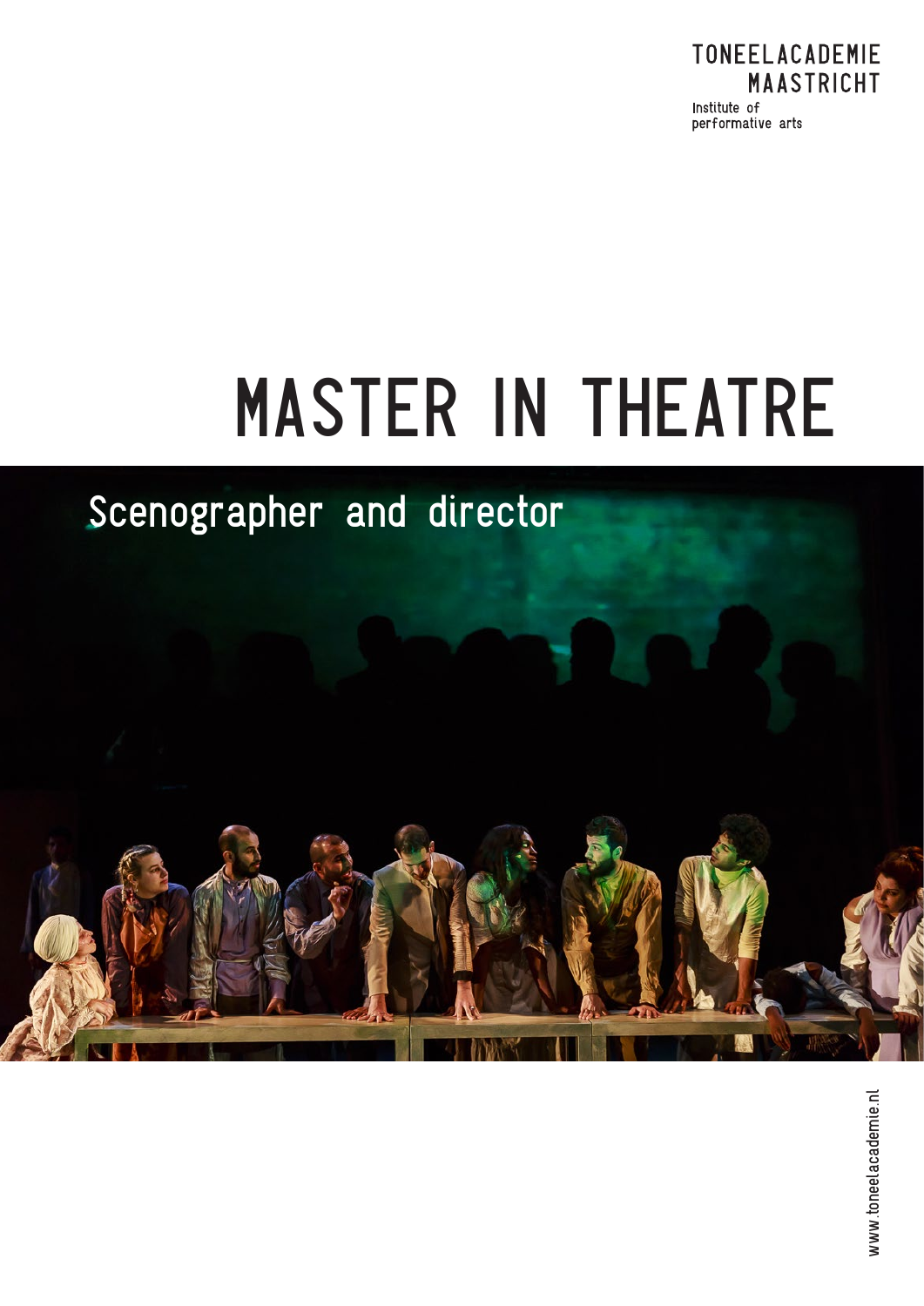TONEELACADEMIE MAASTRICHT

Institute of performative arts

# MASTER IN THEATRE

## Scenographer and director

www.toneelacademie.nl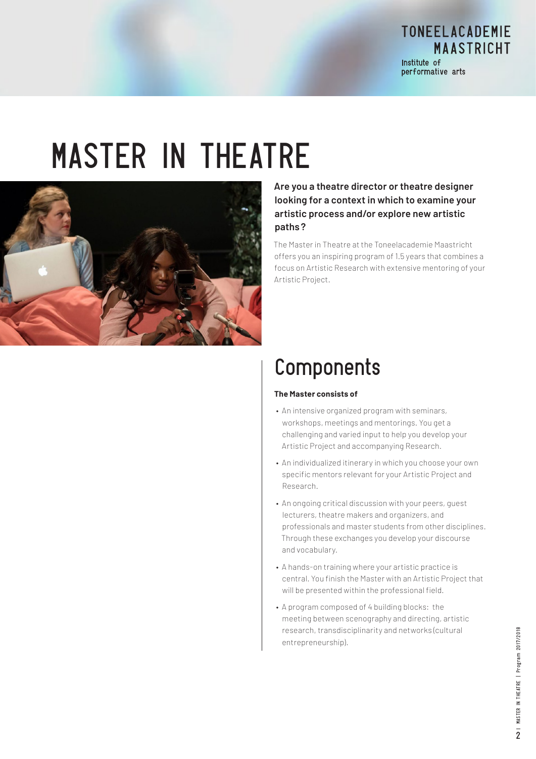TONEELACADEMIE MAASTRICHT
Institute of performative arts

# MASTER IN THEATRE

**Are you a theatre director or theatre designer looking for a context in which to examine your artistic process and/or explore new artistic paths?**

The Master in Theatre at the Toneelacademie Maastricht offers you an inspiring program of 1.5 years that combines a focus on Artistic Research with extensive mentoring of your Artistic Project.

## Components

**The Master consists of**

- An intensive organized program with seminars, workshops, meetings and mentorings. You get a challenging and varied input to help you develop your Artistic Project and accompanying Research.
- An individualized itinerary in which you choose your own specific mentors relevant for your Artistic Project and Research.
- An ongoing critical discussion with your peers, guest lecturers, theatre makers and organizers, and professionals and master students from other disciplines. Through these exchanges you develop your discourse and vocabulary.
- A hands-on training where your artistic practice is central. You finish the Master with an Artistic Project that will be presented within the professional field.
- A program composed of 4 building blocks: the meeting between scenography and directing, artistic research, transdisciplinarity and networks (cultural entrepreneurship).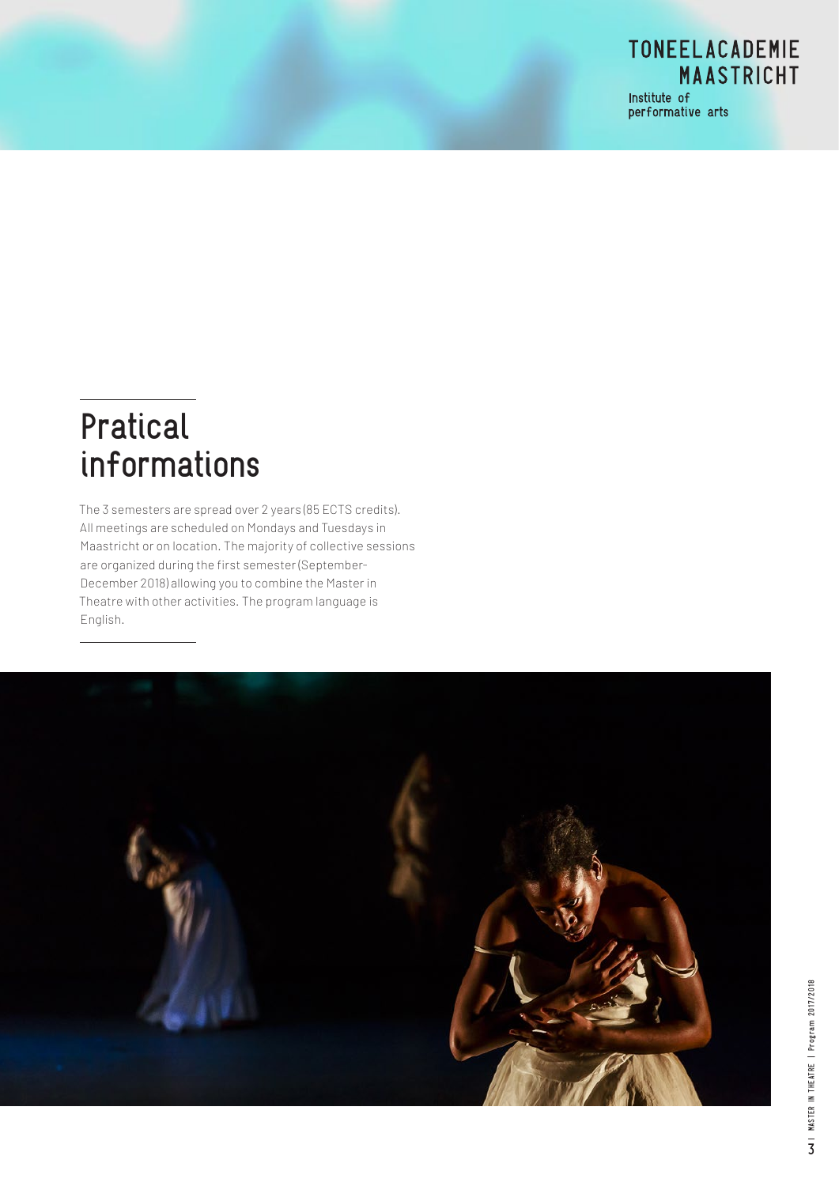# Pratical informations

The 3 semesters are spread over 2 years (85 ECTS credits). All meetings are scheduled on Mondays and Tuesdays in Maastricht or on location. The majority of collective sessions are organized during the first semester (September-December 2018) allowing you to combine the Master in Theatre with other activities. The program language is English.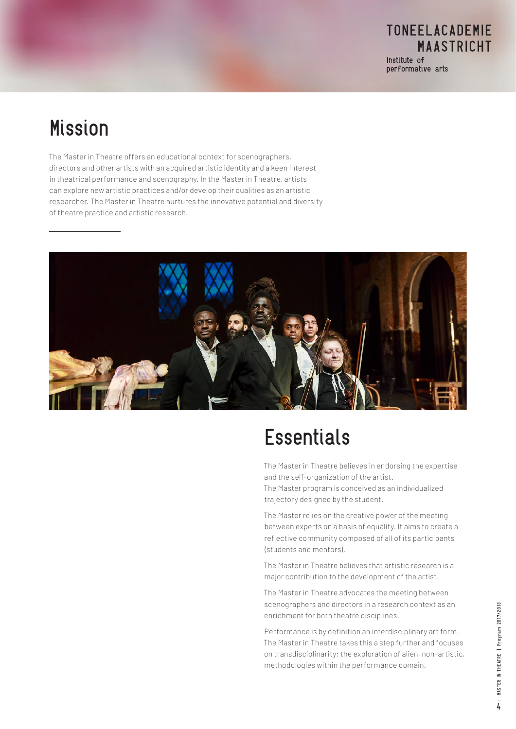# Mission

The Master in Theatre offers an educational context for scenographers, directors and other artists with an acquired artistic identity and a keen interest in theatrical performance and scenography. In the Master in Theatre, artists can explore new artistic practices and/or develop their qualities as an artistic researcher. The Master in Theatre nurtures the innovative potential and diversity of theatre practice and artistic research.

# Essentials

The Master in Theatre believes in endorsing the expertise and the self-organization of the artist.
The Master program is conceived as an individualized trajectory designed by the student.

The Master relies on the creative power of the meeting between experts on a basis of equality. It aims to create a reflective community composed of all of its participants (students and mentors).

The Master in Theatre believes that artistic research is a major contribution to the development of the artist.

The Master in Theatre advocates the meeting between scenographers and directors in a research context as an enrichment for both theatre disciplines.

Performance is by definition an interdisciplinary art form. The Master in Theatre takes this a step further and focuses on transdisciplinarity: the exploration of alien, non-artistic, methodologies within the performance domain.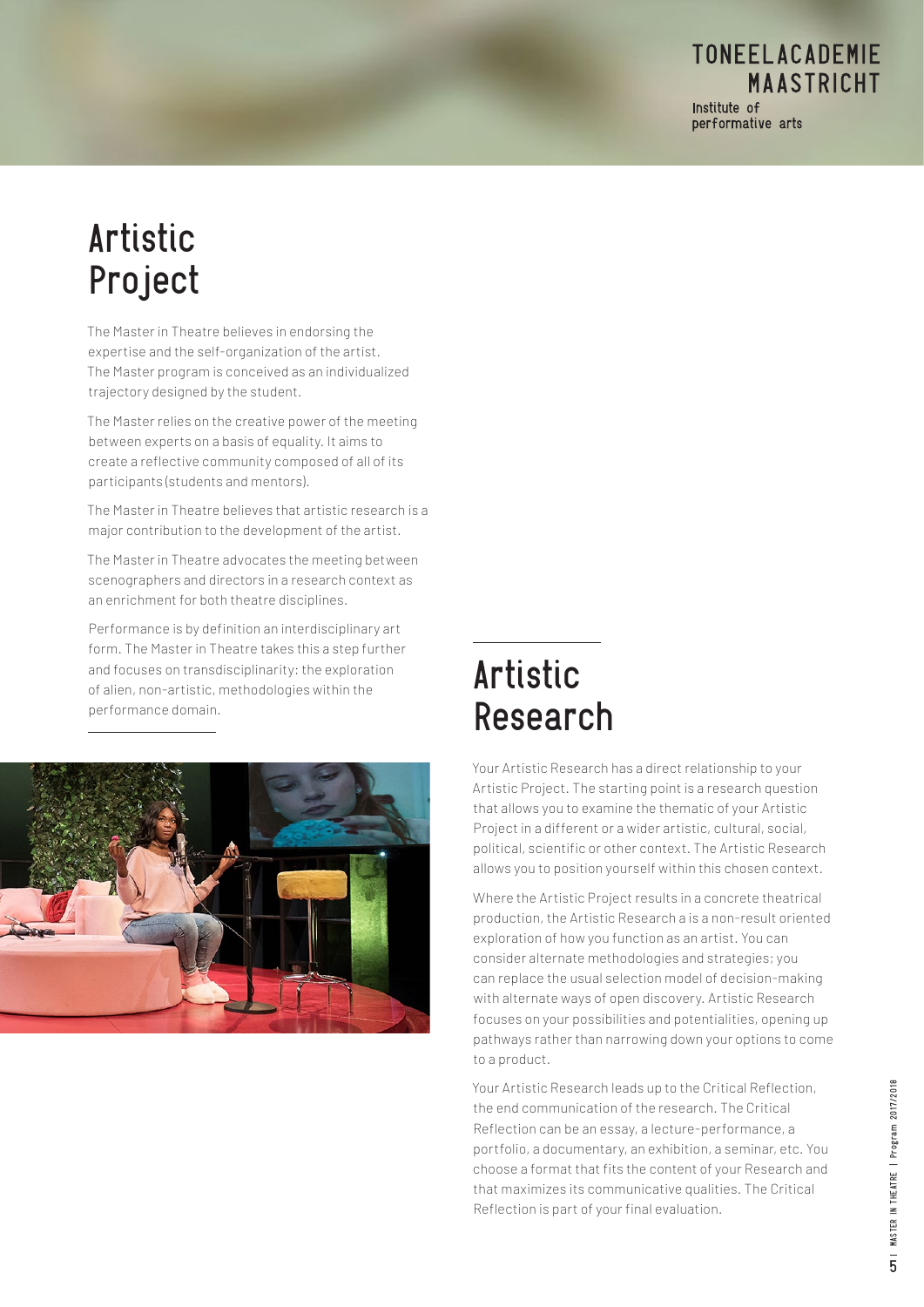# Artistic Project

The Master in Theatre believes in endorsing the expertise and the self-organization of the artist. The Master program is conceived as an individualized trajectory designed by the student.

The Master relies on the creative power of the meeting between experts on a basis of equality. It aims to create a reflective community composed of all of its participants (students and mentors).

The Master in Theatre believes that artistic research is a major contribution to the development of the artist.

The Master in Theatre advocates the meeting between scenographers and directors in a research context as an enrichment for both theatre disciplines.

Performance is by definition an interdisciplinary art form. The Master in Theatre takes this a step further and focuses on transdisciplinarity: the exploration of alien, non-artistic, methodologies within the performance domain.

# Artistic Research

Your Artistic Research has a direct relationship to your Artistic Project. The starting point is a research question that allows you to examine the thematic of your Artistic Project in a different or a wider artistic, cultural, social, political, scientific or other context. The Artistic Research allows you to position yourself within this chosen context.

Where the Artistic Project results in a concrete theatrical production, the Artistic Research a is a non-result oriented exploration of how you function as an artist. You can consider alternate methodologies and strategies; you can replace the usual selection model of decision-making with alternate ways of open discovery. Artistic Research focuses on your possibilities and potentialities, opening up pathways rather than narrowing down your options to come to a product.

Your Artistic Research leads up to the Critical Reflection, the end communication of the research. The Critical Reflection can be an essay, a lecture-performance, a portfolio, a documentary, an exhibition, a seminar, etc. You choose a format that fits the content of your Research and that maximizes its communicative qualities. The Critical Reflection is part of your final evaluation.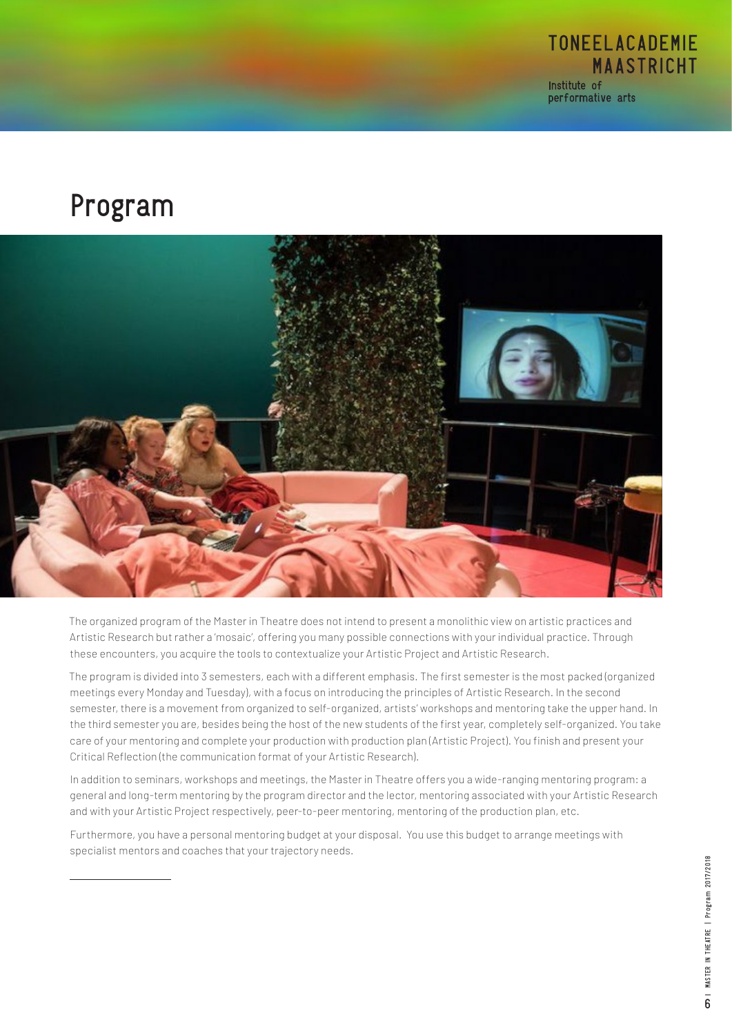# Program

The organized program of the Master in Theatre does not intend to present a monolithic view on artistic practices and Artistic Research but rather a 'mosaic', offering you many possible connections with your individual practice. Through these encounters, you acquire the tools to contextualize your Artistic Project and Artistic Research.

The program is divided into 3 semesters, each with a different emphasis. The first semester is the most packed (organized meetings every Monday and Tuesday), with a focus on introducing the principles of Artistic Research. In the second semester, there is a movement from organized to self-organized, artists' workshops and mentoring take the upper hand. In the third semester you are, besides being the host of the new students of the first year, completely self-organized. You take care of your mentoring and complete your production with production plan (Artistic Project). You finish and present your Critical Reflection (the communication format of your Artistic Research).

In addition to seminars, workshops and meetings, the Master in Theatre offers you a wide-ranging mentoring program: a general and long-term mentoring by the program director and the lector, mentoring associated with your Artistic Research and with your Artistic Project respectively, peer-to-peer mentoring, mentoring of the production plan, etc.

Furthermore, you have a personal mentoring budget at your disposal. You use this budget to arrange meetings with specialist mentors and coaches that your trajectory needs.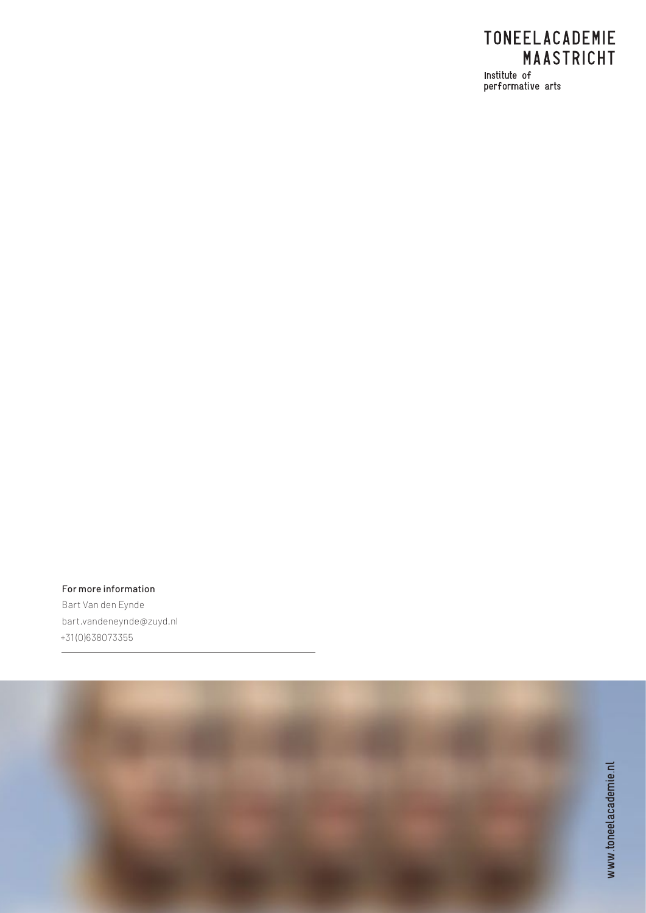TONEELACADEMIE MAASTRICHT

Institute of performative arts

**For more information**

Bart Van den Eynde

bart.vandeneynde@zuyd.nl

+31(0)638073355

www.toneelacademie.nl